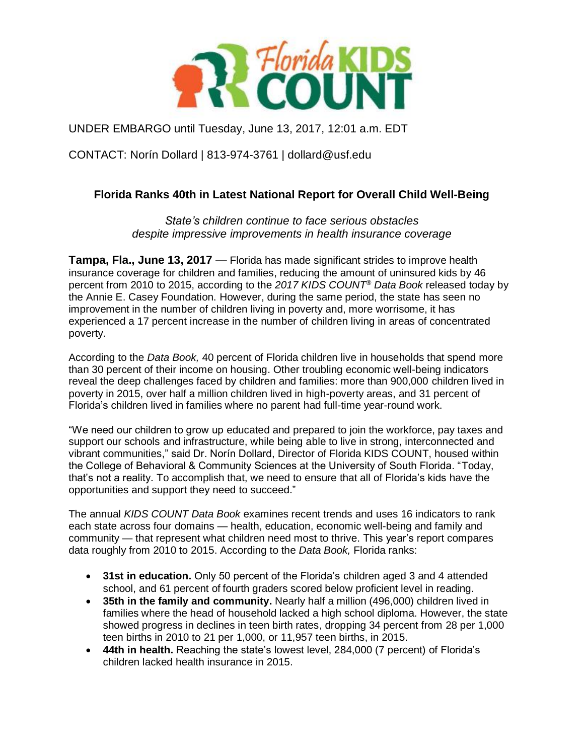Florida KIDS COUNT

UNDER EMBARGO until Tuesday, June 13, 2017, 12:01 a.m. EDT

CONTACT: Norín Dollard | 813-974-3761 | dollard@usf.edu

## Florida Ranks 40th in Latest National Report for Overall Child Well-Being

*State's children continue to face serious obstacles despite impressive improvements in health insurance coverage*

**Tampa, Fla., June 13, 2017** — Florida has made significant strides to improve health insurance coverage for children and families, reducing the amount of uninsured kids by 46 percent from 2010 to 2015, according to the *2017 KIDS COUNT® Data Book* released today by the Annie E. Casey Foundation. However, during the same period, the state has seen no improvement in the number of children living in poverty and, more worrisome, it has experienced a 17 percent increase in the number of children living in areas of concentrated poverty.

According to the *Data Book,* 40 percent of Florida children live in households that spend more than 30 percent of their income on housing. Other troubling economic well-being indicators reveal the deep challenges faced by children and families: more than 900,000 children lived in poverty in 2015, over half a million children lived in high-poverty areas, and 31 percent of Florida's children lived in families where no parent had full-time year-round work.

"We need our children to grow up educated and prepared to join the workforce, pay taxes and support our schools and infrastructure, while being able to live in strong, interconnected and vibrant communities," said Dr. Norín Dollard, Director of Florida KIDS COUNT, housed within the College of Behavioral & Community Sciences at the University of South Florida. "Today, that's not a reality. To accomplish that, we need to ensure that all of Florida's kids have the opportunities and support they need to succeed."

The annual *KIDS COUNT Data Book* examines recent trends and uses 16 indicators to rank each state across four domains — health, education, economic well-being and family and community — that represent what children need most to thrive. This year's report compares data roughly from 2010 to 2015. According to the *Data Book,* Florida ranks:

- **31st in education.** Only 50 percent of the Florida's children aged 3 and 4 attended school, and 61 percent of fourth graders scored below proficient level in reading.
- **35th in the family and community.** Nearly half a million (496,000) children lived in families where the head of household lacked a high school diploma. However, the state showed progress in declines in teen birth rates, dropping 34 percent from 28 per 1,000 teen births in 2010 to 21 per 1,000, or 11,957 teen births, in 2015.
- **44th in health.** Reaching the state's lowest level, 284,000 (7 percent) of Florida's children lacked health insurance in 2015.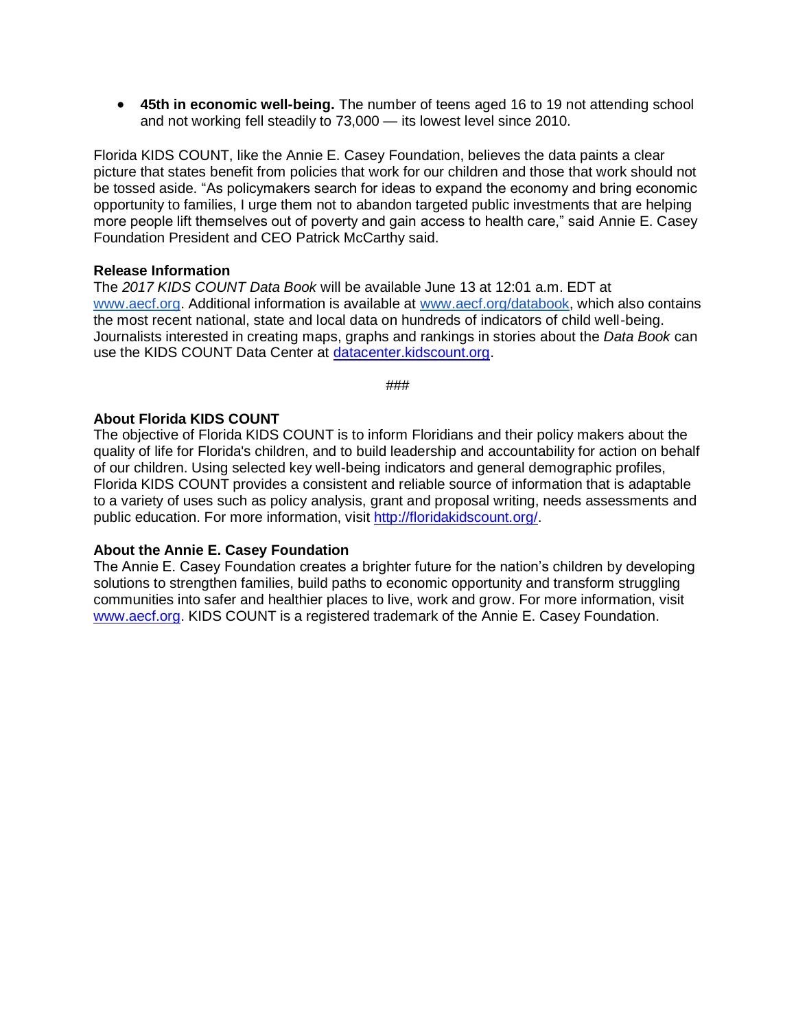- **45th in economic well-being.** The number of teens aged 16 to 19 not attending school and not working fell steadily to 73,000 — its lowest level since 2010.

Florida KIDS COUNT, like the Annie E. Casey Foundation, believes the data paints a clear picture that states benefit from policies that work for our children and those that work should not be tossed aside. “As policymakers search for ideas to expand the economy and bring economic opportunity to families, I urge them not to abandon targeted public investments that are helping more people lift themselves out of poverty and gain access to health care,” said Annie E. Casey Foundation President and CEO Patrick McCarthy said.

**Release Information**

The *2017 KIDS COUNT Data Book* will be available June 13 at 12:01 a.m. EDT at www.aecf.org. Additional information is available at www.aecf.org/databook, which also contains the most recent national, state and local data on hundreds of indicators of child well-being. Journalists interested in creating maps, graphs and rankings in stories about the *Data Book* can use the KIDS COUNT Data Center at datacenter.kidscount.org.

###

**About Florida KIDS COUNT**

The objective of Florida KIDS COUNT is to inform Floridians and their policy makers about the quality of life for Florida's children, and to build leadership and accountability for action on behalf of our children. Using selected key well-being indicators and general demographic profiles, Florida KIDS COUNT provides a consistent and reliable source of information that is adaptable to a variety of uses such as policy analysis, grant and proposal writing, needs assessments and public education. For more information, visit http://floridakidscount.org/.

**About the Annie E. Casey Foundation**

The Annie E. Casey Foundation creates a brighter future for the nation’s children by developing solutions to strengthen families, build paths to economic opportunity and transform struggling communities into safer and healthier places to live, work and grow. For more information, visit www.aecf.org. KIDS COUNT is a registered trademark of the Annie E. Casey Foundation.